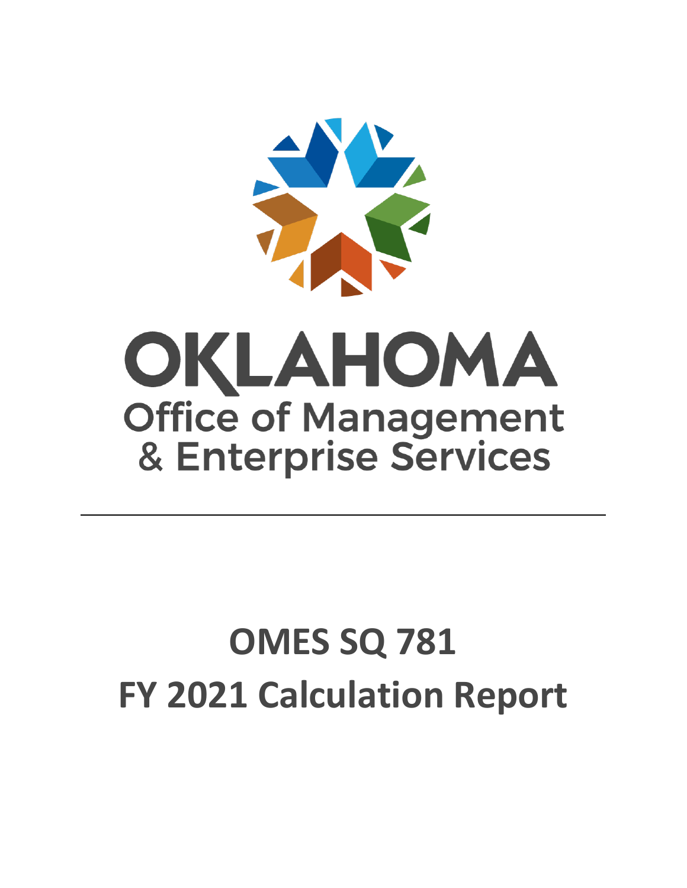OKLAHOMA

Office of Management & Enterprise Services

---

# OMES SQ 781

# FY 2021 Calculation Report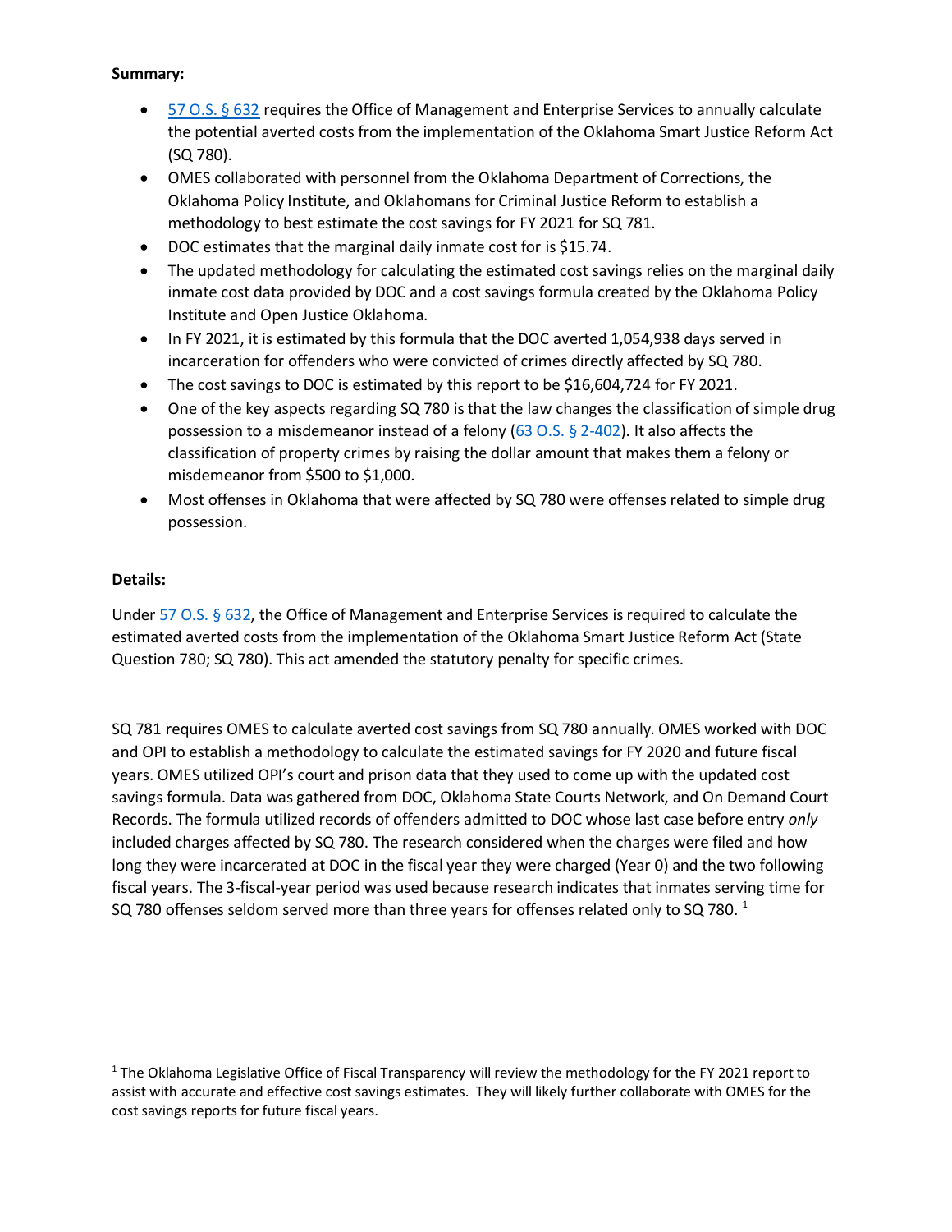**Summary:**

- [57 O.S. § 632](#) requires the Office of Management and Enterprise Services to annually calculate the potential averted costs from the implementation of the Oklahoma Smart Justice Reform Act (SQ 780).
- OMES collaborated with personnel from the Oklahoma Department of Corrections, the Oklahoma Policy Institute, and Oklahomans for Criminal Justice Reform to establish a methodology to best estimate the cost savings for FY 2021 for SQ 781.
- DOC estimates that the marginal daily inmate cost for is $15.74.
- The updated methodology for calculating the estimated cost savings relies on the marginal daily inmate cost data provided by DOC and a cost savings formula created by the Oklahoma Policy Institute and Open Justice Oklahoma.
- In FY 2021, it is estimated by this formula that the DOC averted 1,054,938 days served in incarceration for offenders who were convicted of crimes directly affected by SQ 780.
- The cost savings to DOC is estimated by this report to be $16,604,724 for FY 2021.
- One of the key aspects regarding SQ 780 is that the law changes the classification of simple drug possession to a misdemeanor instead of a felony ([63 O.S. § 2-402](#)). It also affects the classification of property crimes by raising the dollar amount that makes them a felony or misdemeanor from $500 to $1,000.
- Most offenses in Oklahoma that were affected by SQ 780 were offenses related to simple drug possession.

**Details:**

Under [57 O.S. § 632](#), the Office of Management and Enterprise Services is required to calculate the estimated averted costs from the implementation of the Oklahoma Smart Justice Reform Act (State Question 780; SQ 780). This act amended the statutory penalty for specific crimes.

SQ 781 requires OMES to calculate averted cost savings from SQ 780 annually. OMES worked with DOC and OPI to establish a methodology to calculate the estimated savings for FY 2020 and future fiscal years. OMES utilized OPI's court and prison data that they used to come up with the updated cost savings formula. Data was gathered from DOC, Oklahoma State Courts Network, and On Demand Court Records. The formula utilized records of offenders admitted to DOC whose last case before entry *only* included charges affected by SQ 780. The research considered when the charges were filed and how long they were incarcerated at DOC in the fiscal year they were charged (Year 0) and the two following fiscal years. The 3-fiscal-year period was used because research indicates that inmates serving time for SQ 780 offenses seldom served more than three years for offenses related only to SQ 780. [1]

---

[1] The Oklahoma Legislative Office of Fiscal Transparency will review the methodology for the FY 2021 report to assist with accurate and effective cost savings estimates. They will likely further collaborate with OMES for the cost savings reports for future fiscal years.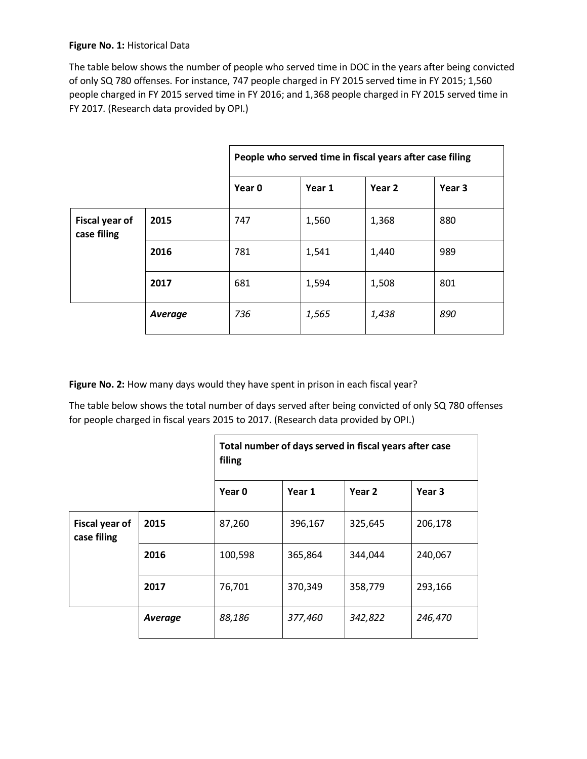**Figure No. 1:** Historical Data

The table below shows the number of people who served time in DOC in the years after being convicted of only SQ 780 offenses. For instance, 747 people charged in FY 2015 served time in FY 2015; 1,560 people charged in FY 2015 served time in FY 2016; and 1,368 people charged in FY 2015 served time in FY 2017. (Research data provided by OPI.)

| | | **People who served time in fiscal years after case filing** | | | |
|---|---|---|---|---|---|
| | | **Year 0** | **Year 1** | **Year 2** | **Year 3** |
| **Fiscal year of case filing** | **2015** | 747 | 1,560 | 1,368 | 880 |
| | **2016** | 781 | 1,541 | 1,440 | 989 |
| | **2017** | 681 | 1,594 | 1,508 | 801 |
| | ***Average*** | *736* | *1,565* | *1,438* | *890* |

**Figure No. 2:** How many days would they have spent in prison in each fiscal year?

The table below shows the total number of days served after being convicted of only SQ 780 offenses for people charged in fiscal years 2015 to 2017. (Research data provided by OPI.)

| | | **Total number of days served in fiscal years after case filing** | | | |
|---|---|---|---|---|---|
| | | **Year 0** | **Year 1** | **Year 2** | **Year 3** |
| **Fiscal year of case filing** | **2015** | 87,260 | 396,167 | 325,645 | 206,178 |
| | **2016** | 100,598 | 365,864 | 344,044 | 240,067 |
| | **2017** | 76,701 | 370,349 | 358,779 | 293,166 |
| | ***Average*** | *88,186* | *377,460* | *342,822* | *246,470* |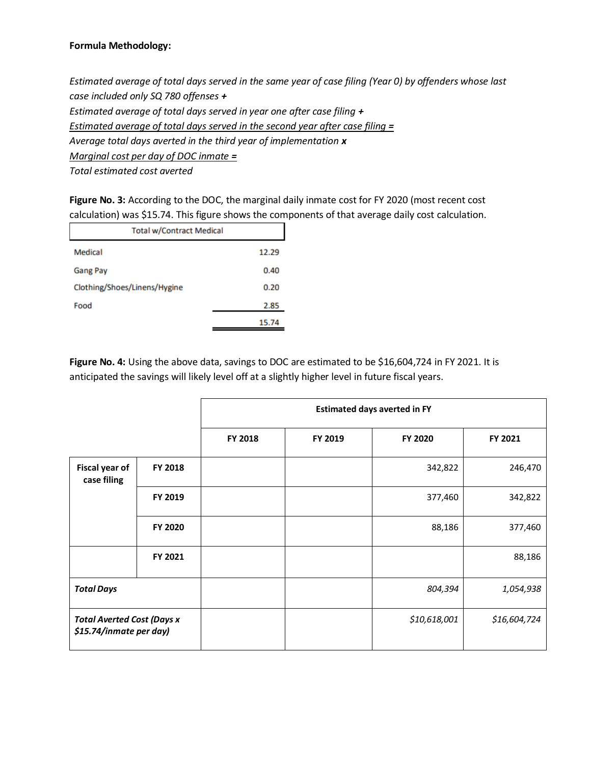**Formula Methodology:**

*Estimated average of total days served in the same year of case filing (Year 0) by offenders whose last case included only SQ 780 offenses* ***+***
*Estimated average of total days served in year one after case filing* ***+***
*Estimated average of total days served in the second year after case filing =*
*Average total days averted in the third year of implementation* ***x***
*Marginal cost per day of DOC inmate =*
*Total estimated cost averted*

**Figure No. 3:** According to the DOC, the marginal daily inmate cost for FY 2020 (most recent cost calculation) was $15.74. This figure shows the components of that average daily cost calculation.

| Total w/Contract Medical | |
|---|---|
| Medical | 12.29 |
| Gang Pay | 0.40 |
| Clothing/Shoes/Linens/Hygine | 0.20 |
| Food | 2.85 |
| | 15.74 |

**Figure No. 4:** Using the above data, savings to DOC are estimated to be $16,604,724 in FY 2021. It is anticipated the savings will likely level off at a slightly higher level in future fiscal years.

| | | Estimated days averted in FY | | | |
|---|---|---|---|---|---|
| | | FY 2018 | FY 2019 | FY 2020 | FY 2021 |
| **Fiscal year of case filing** | **FY 2018** | | | 342,822 | 246,470 |
| | **FY 2019** | | | 377,460 | 342,822 |
| | **FY 2020** | | | 88,186 | 377,460 |
| | **FY 2021** | | | | 88,186 |
| ***Total Days*** | | | | *804,394* | *1,054,938* |
| ***Total Averted Cost (Days x $15.74/inmate per day)*** | | | | *$10,618,001* | *$16,604,724* |